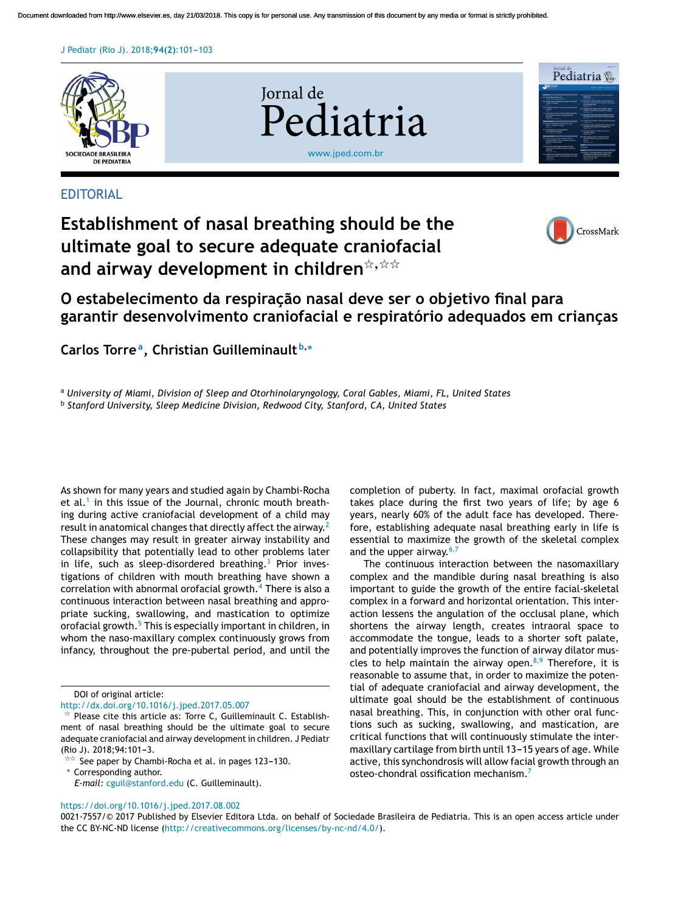EDITORIAL

# Establishment of nasal breathing should be the ultimate goal to secure adequate craniofacial and airway development in children[☆,☆☆]

## O estabelecimento da respiração nasal deve ser o objetivo final para garantir desenvolvimento craniofacial e respiratório adequados em crianças

**Carlos Torre**[a], **Christian Guilleminault**[b,*]

[a] *University of Miami, Division of Sleep and Otorhinolaryngology, Coral Gables, Miami, FL, United States*

[b] *Stanford University, Sleep Medicine Division, Redwood City, Stanford, CA, United States*

As shown for many years and studied again by Chambi-Rocha et al.[1] in this issue of the Journal, chronic mouth breathing during active craniofacial development of a child may result in anatomical changes that directly affect the airway.[2] These changes may result in greater airway instability and collapsibility that potentially lead to other problems later in life, such as sleep-disordered breathing.[3] Prior investigations of children with mouth breathing have shown a correlation with abnormal orofacial growth.[4] There is also a continuous interaction between nasal breathing and appropriate sucking, swallowing, and mastication to optimize orofacial growth.[5] This is especially important in children, in whom the naso-maxillary complex continuously grows from infancy, throughout the pre-pubertal period, and until the completion of puberty. In fact, maximal orofacial growth takes place during the first two years of life; by age 6 years, nearly 60% of the adult face has developed. Therefore, establishing adequate nasal breathing early in life is essential to maximize the growth of the skeletal complex and the upper airway.[6,7]

The continuous interaction between the nasomaxillary complex and the mandible during nasal breathing is also important to guide the growth of the entire facial-skeletal complex in a forward and horizontal orientation. This interaction lessens the angulation of the occlusal plane, which shortens the airway length, creates intraoral space to accommodate the tongue, leads to a shorter soft palate, and potentially improves the function of airway dilator muscles to help maintain the airway open.[8,9] Therefore, it is reasonable to assume that, in order to maximize the potential of adequate craniofacial and airway development, the ultimate goal should be the establishment of continuous nasal breathing. This, in conjunction with other oral functions such as sucking, swallowing, and mastication, are critical functions that will continuously stimulate the intermaxillary cartilage from birth until 13–15 years of age. While active, this synchondrosis will allow facial growth through an osteo-chondral ossification mechanism.[7]

DOI of original article: http://dx.doi.org/10.1016/j.jped.2017.05.007

☆ Please cite this article as: Torre C, Guilleminault C. Establishment of nasal breathing should be the ultimate goal to secure adequate craniofacial and airway development in children. J Pediatr (Rio J). 2018;94:101–3.

☆☆ See paper by Chambi-Rocha et al. in pages 123–130.

\* Corresponding author.

*E-mail:* cguil@stanford.edu (C. Guilleminault).

https://doi.org/10.1016/j.jped.2017.08.002

0021-7557/© 2017 Published by Elsevier Editora Ltda. on behalf of Sociedade Brasileira de Pediatria. This is an open access article under the CC BY-NC-ND license (http://creativecommons.org/licenses/by-nc-nd/4.0/).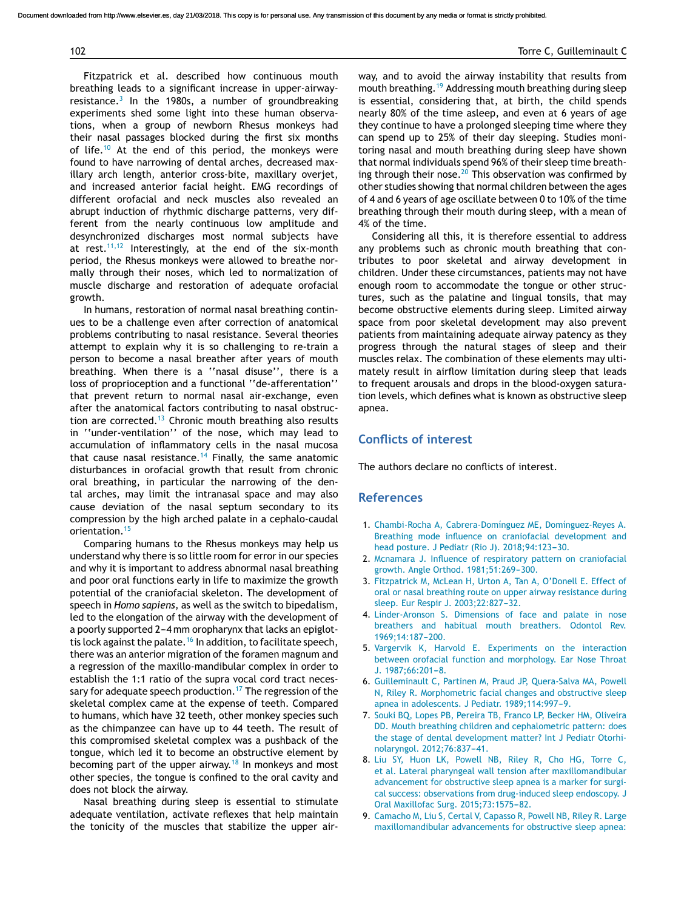Fitzpatrick et al. described how continuous mouth breathing leads to a significant increase in upper-airway-resistance.[3] In the 1980s, a number of groundbreaking experiments shed some light into these human observations, when a group of newborn Rhesus monkeys had their nasal passages blocked during the first six months of life.[10] At the end of this period, the monkeys were found to have narrowing of dental arches, decreased maxillary arch length, anterior cross-bite, maxillary overjet, and increased anterior facial height. EMG recordings of different orofacial and neck muscles also revealed an abrupt induction of rhythmic discharge patterns, very different from the nearly continuous low amplitude and desynchronized discharges most normal subjects have at rest.[11,12] Interestingly, at the end of the six-month period, the Rhesus monkeys were allowed to breathe normally through their noses, which led to normalization of muscle discharge and restoration of adequate orofacial growth.

In humans, restoration of normal nasal breathing continues to be a challenge even after correction of anatomical problems contributing to nasal resistance. Several theories attempt to explain why it is so challenging to re-train a person to become a nasal breather after years of mouth breathing. When there is a ''nasal disuse'', there is a loss of proprioception and a functional ''de-afferentation'' that prevent return to normal nasal air-exchange, even after the anatomical factors contributing to nasal obstruction are corrected.[13] Chronic mouth breathing also results in ''under-ventilation'' of the nose, which may lead to accumulation of inflammatory cells in the nasal mucosa that cause nasal resistance.[14] Finally, the same anatomic disturbances in orofacial growth that result from chronic oral breathing, in particular the narrowing of the dental arches, may limit the intranasal space and may also cause deviation of the nasal septum secondary to its compression by the high arched palate in a cephalo-caudal orientation.[15]

Comparing humans to the Rhesus monkeys may help us understand why there is so little room for error in our species and why it is important to address abnormal nasal breathing and poor oral functions early in life to maximize the growth potential of the craniofacial skeleton. The development of speech in *Homo sapiens*, as well as the switch to bipedalism, led to the elongation of the airway with the development of a poorly supported 2–4 mm oropharynx that lacks an epiglottis lock against the palate.[16] In addition, to facilitate speech, there was an anterior migration of the foramen magnum and a regression of the maxillo-mandibular complex in order to establish the 1:1 ratio of the supra vocal cord tract necessary for adequate speech production.[17] The regression of the skeletal complex came at the expense of teeth. Compared to humans, which have 32 teeth, other monkey species such as the chimpanzee can have up to 44 teeth. The result of this compromised skeletal complex was a pushback of the tongue, which led it to become an obstructive element by becoming part of the upper airway.[18] In monkeys and most other species, the tongue is confined to the oral cavity and does not block the airway.

Nasal breathing during sleep is essential to stimulate adequate ventilation, activate reflexes that help maintain the tonicity of the muscles that stabilize the upper airway, and to avoid the airway instability that results from mouth breathing.[19] Addressing mouth breathing during sleep is essential, considering that, at birth, the child spends nearly 80% of the time asleep, and even at 6 years of age they continue to have a prolonged sleeping time where they can spend up to 25% of their day sleeping. Studies monitoring nasal and mouth breathing during sleep have shown that normal individuals spend 96% of their sleep time breathing through their nose.[20] This observation was confirmed by other studies showing that normal children between the ages of 4 and 6 years of age oscillate between 0 to 10% of the time breathing through their mouth during sleep, with a mean of 4% of the time.

Considering all this, it is therefore essential to address any problems such as chronic mouth breathing that contributes to poor skeletal and airway development in children. Under these circumstances, patients may not have enough room to accommodate the tongue or other structures, such as the palatine and lingual tonsils, that may become obstructive elements during sleep. Limited airway space from poor skeletal development may also prevent patients from maintaining adequate airway patency as they progress through the natural stages of sleep and their muscles relax. The combination of these elements may ultimately result in airflow limitation during sleep that leads to frequent arousals and drops in the blood-oxygen saturation levels, which defines what is known as obstructive sleep apnea.

## Conflicts of interest

The authors declare no conflicts of interest.

## References

1. Chambi-Rocha A, Cabrera-Domínguez ME, Domínguez-Reyes A. Breathing mode influence on craniofacial development and head posture. J Pediatr (Rio J). 2018;94:123–30.
2. Mcnamara J. Influence of respiratory pattern on craniofacial growth. Angle Orthod. 1981;51:269–300.
3. Fitzpatrick M, McLean H, Urton A, Tan A, O'Donell E. Effect of oral or nasal breathing route on upper airway resistance during sleep. Eur Respir J. 2003;22:827–32.
4. Linder-Aronson S. Dimensions of face and palate in nose breathers and habitual mouth breathers. Odontol Rev. 1969;14:187–200.
5. Vargervik K, Harvold E. Experiments on the interaction between orofacial function and morphology. Ear Nose Throat J. 1987;66:201–8.
6. Guilleminault C, Partinen M, Praud JP, Quera-Salva MA, Powell N, Riley R. Morphometric facial changes and obstructive sleep apnea in adolescents. J Pediatr. 1989;114:997–9.
7. Souki BQ, Lopes PB, Pereira TB, Franco LP, Becker HM, Oliveira DD. Mouth breathing children and cephalometric pattern: does the stage of dental development matter? Int J Pediatr Otorhinolaryngol. 2012;76:837–41.
8. Liu SY, Huon LK, Powell NB, Riley R, Cho HG, Torre C, et al. Lateral pharyngeal wall tension after maxillomandibular advancement for obstructive sleep apnea is a marker for surgical success: observations from drug-induced sleep endoscopy. J Oral Maxillofac Surg. 2015;73:1575–82.
9. Camacho M, Liu S, Certal V, Capasso R, Powell NB, Riley R. Large maxillomandibular advancements for obstructive sleep apnea: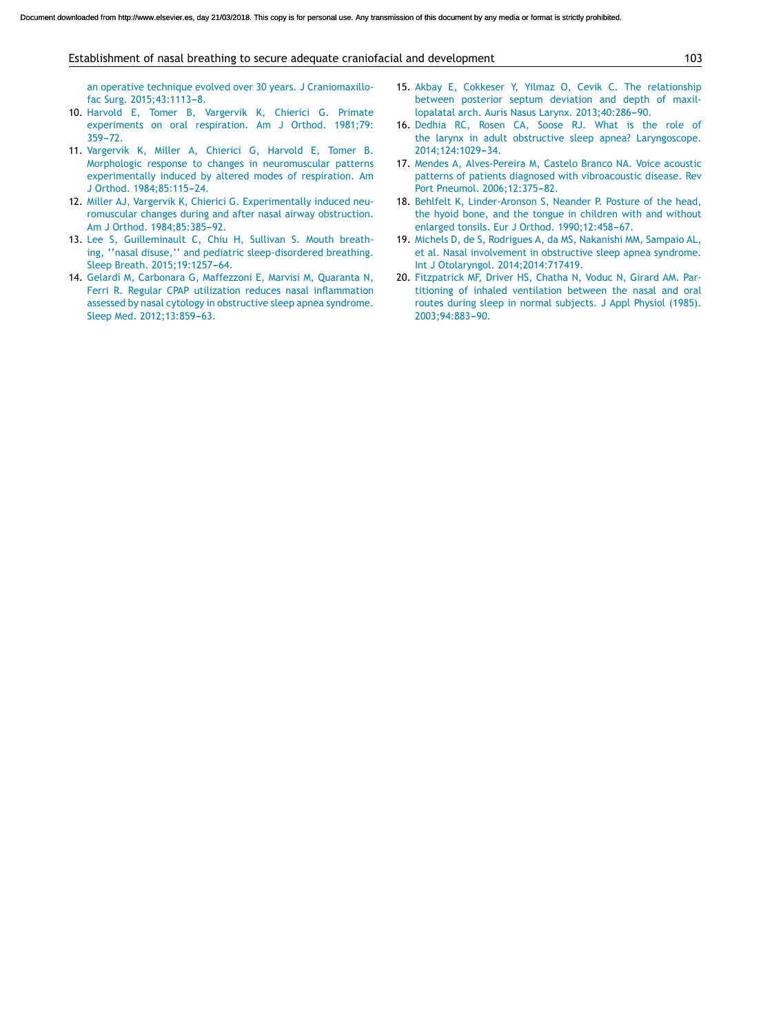an operative technique evolved over 30 years. J Craniomaxillofac Surg. 2015;43:1113–8.

10. Harvold E, Tomer B, Vargervik K, Chierici G. Primate experiments on oral respiration. Am J Orthod. 1981;79: 359–72.
11. Vargervik K, Miller A, Chierici G, Harvold E, Tomer B. Morphologic response to changes in neuromuscular patterns experimentally induced by altered modes of respiration. Am J Orthod. 1984;85:115–24.
12. Miller AJ, Vargervik K, Chierici G. Experimentally induced neuromuscular changes during and after nasal airway obstruction. Am J Orthod. 1984;85:385–92.
13. Lee S, Guilleminault C, Chiu H, Sullivan S. Mouth breathing, ''nasal disuse,'' and pediatric sleep-disordered breathing. Sleep Breath. 2015;19:1257–64.
14. Gelardi M, Carbonara G, Maffezzoni E, Marvisi M, Quaranta N, Ferri R. Regular CPAP utilization reduces nasal inflammation assessed by nasal cytology in obstructive sleep apnea syndrome. Sleep Med. 2012;13:859–63.
15. Akbay E, Cokkeser Y, Yilmaz O, Cevik C. The relationship between posterior septum deviation and depth of maxillopalatal arch. Auris Nasus Larynx. 2013;40:286–90.
16. Dedhia RC, Rosen CA, Soose RJ. What is the role of the larynx in adult obstructive sleep apnea? Laryngoscope. 2014;124:1029–34.
17. Mendes A, Alves-Pereira M, Castelo Branco NA. Voice acoustic patterns of patients diagnosed with vibroacoustic disease. Rev Port Pneumol. 2006;12:375–82.
18. Behlfelt K, Linder-Aronson S, Neander P. Posture of the head, the hyoid bone, and the tongue in children with and without enlarged tonsils. Eur J Orthod. 1990;12:458–67.
19. Michels D, de S, Rodrigues A, da MS, Nakanishi MM, Sampaio AL, et al. Nasal involvement in obstructive sleep apnea syndrome. Int J Otolaryngol. 2014;2014:717419.
20. Fitzpatrick MF, Driver HS, Chatha N, Voduc N, Girard AM. Partitioning of inhaled ventilation between the nasal and oral routes during sleep in normal subjects. J Appl Physiol (1985). 2003;94:883–90.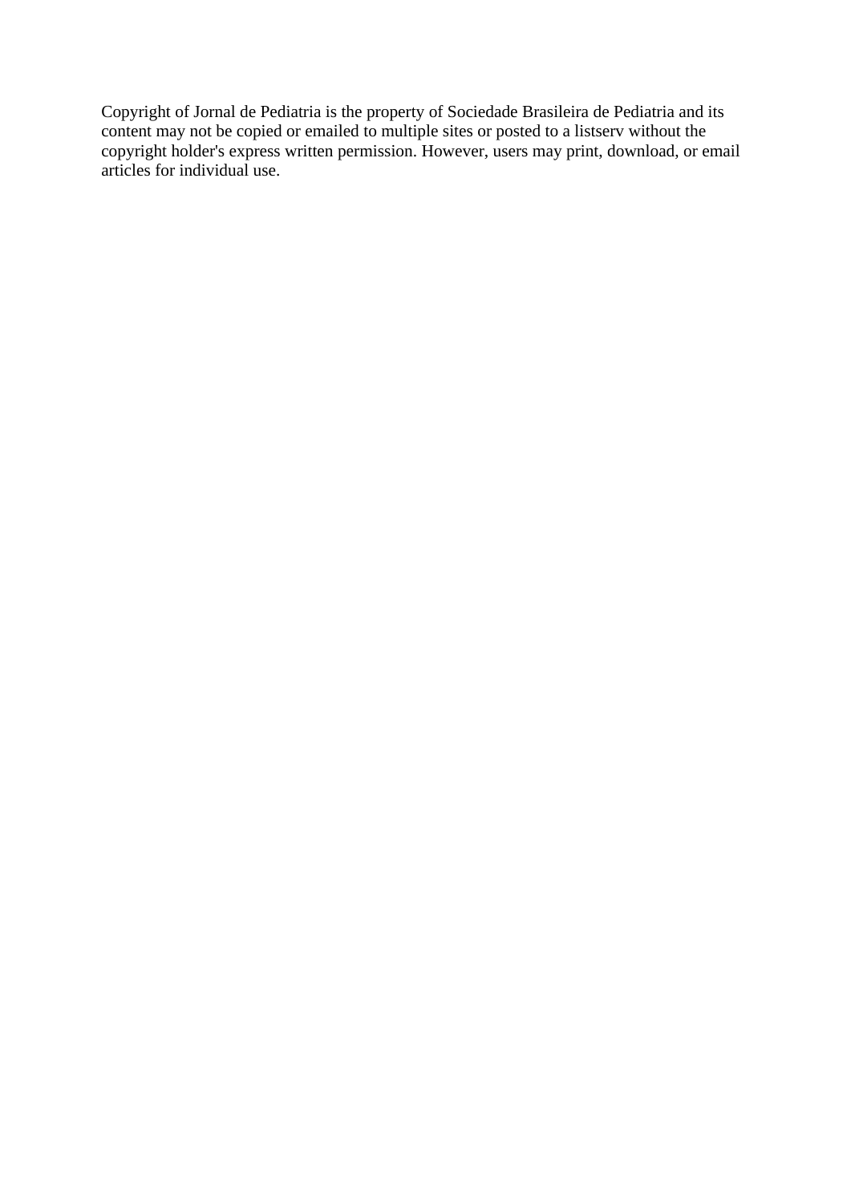Copyright of Jornal de Pediatria is the property of Sociedade Brasileira de Pediatria and its content may not be copied or emailed to multiple sites or posted to a listserv without the copyright holder's express written permission. However, users may print, download, or email articles for individual use.